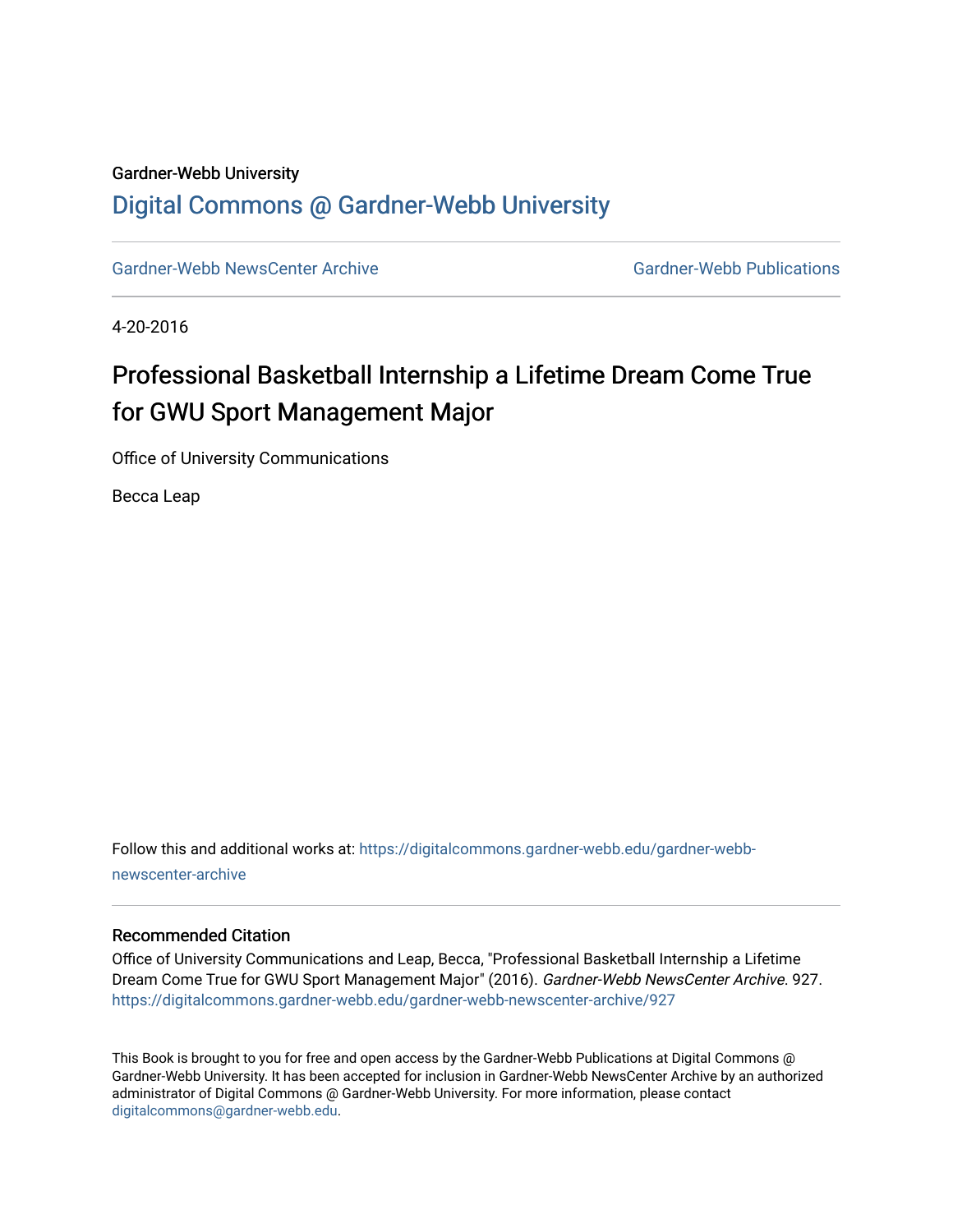Gardner-Webb University

# Digital Commons @ Gardner-Webb University

Gardner-Webb NewsCenter Archive

Gardner-Webb Publications

4-20-2016

# Professional Basketball Internship a Lifetime Dream Come True for GWU Sport Management Major

Office of University Communications

Becca Leap

Follow this and additional works at: https://digitalcommons.gardner-webb.edu/gardner-webb-newscenter-archive

## Recommended Citation

Office of University Communications and Leap, Becca, "Professional Basketball Internship a Lifetime Dream Come True for GWU Sport Management Major" (2016). *Gardner-Webb NewsCenter Archive*. 927. https://digitalcommons.gardner-webb.edu/gardner-webb-newscenter-archive/927

This Book is brought to you for free and open access by the Gardner-Webb Publications at Digital Commons @ Gardner-Webb University. It has been accepted for inclusion in Gardner-Webb NewsCenter Archive by an authorized administrator of Digital Commons @ Gardner-Webb University. For more information, please contact digitalcommons@gardner-webb.edu.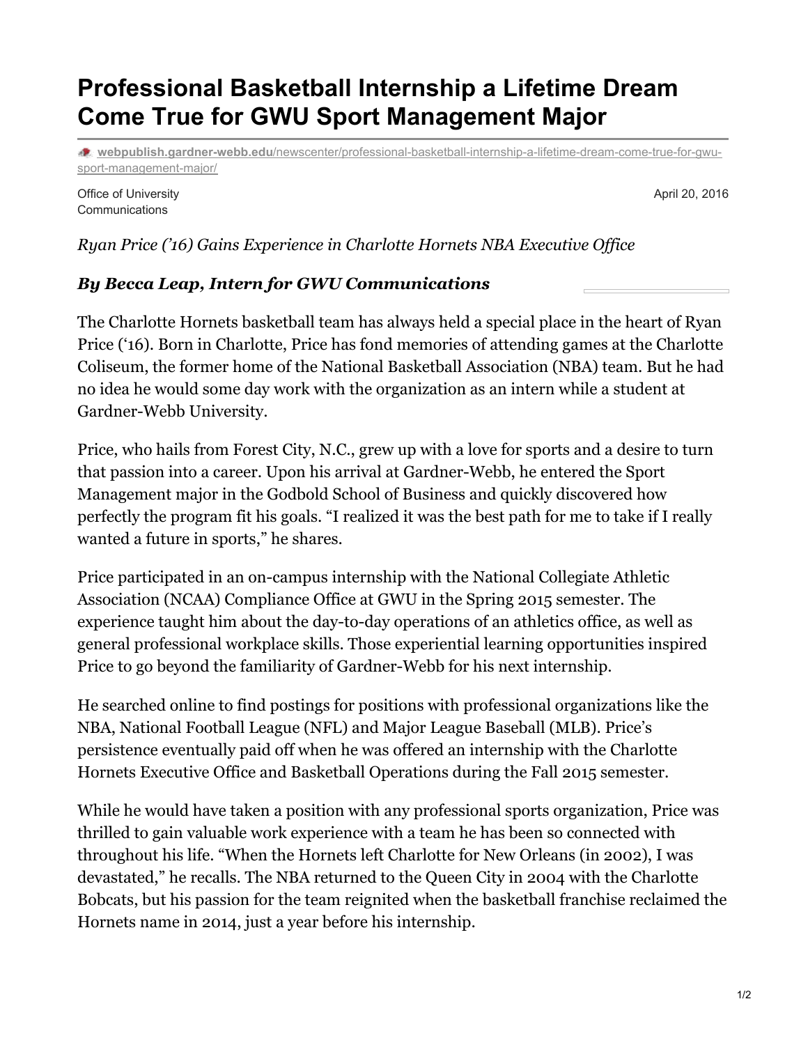# Professional Basketball Internship a Lifetime Dream Come True for GWU Sport Management Major

webpublish.gardner-webb.edu/newscenter/professional-basketball-internship-a-lifetime-dream-come-true-for-gwu-sport-management-major/

Office of University Communications

April 20, 2016

*Ryan Price ('16) Gains Experience in Charlotte Hornets NBA Executive Office*

***By Becca Leap, Intern for GWU Communications***

The Charlotte Hornets basketball team has always held a special place in the heart of Ryan Price ('16). Born in Charlotte, Price has fond memories of attending games at the Charlotte Coliseum, the former home of the National Basketball Association (NBA) team. But he had no idea he would some day work with the organization as an intern while a student at Gardner-Webb University.

Price, who hails from Forest City, N.C., grew up with a love for sports and a desire to turn that passion into a career. Upon his arrival at Gardner-Webb, he entered the Sport Management major in the Godbold School of Business and quickly discovered how perfectly the program fit his goals. "I realized it was the best path for me to take if I really wanted a future in sports," he shares.

Price participated in an on-campus internship with the National Collegiate Athletic Association (NCAA) Compliance Office at GWU in the Spring 2015 semester. The experience taught him about the day-to-day operations of an athletics office, as well as general professional workplace skills. Those experiential learning opportunities inspired Price to go beyond the familiarity of Gardner-Webb for his next internship.

He searched online to find postings for positions with professional organizations like the NBA, National Football League (NFL) and Major League Baseball (MLB). Price's persistence eventually paid off when he was offered an internship with the Charlotte Hornets Executive Office and Basketball Operations during the Fall 2015 semester.

While he would have taken a position with any professional sports organization, Price was thrilled to gain valuable work experience with a team he has been so connected with throughout his life. "When the Hornets left Charlotte for New Orleans (in 2002), I was devastated," he recalls. The NBA returned to the Queen City in 2004 with the Charlotte Bobcats, but his passion for the team reignited when the basketball franchise reclaimed the Hornets name in 2014, just a year before his internship.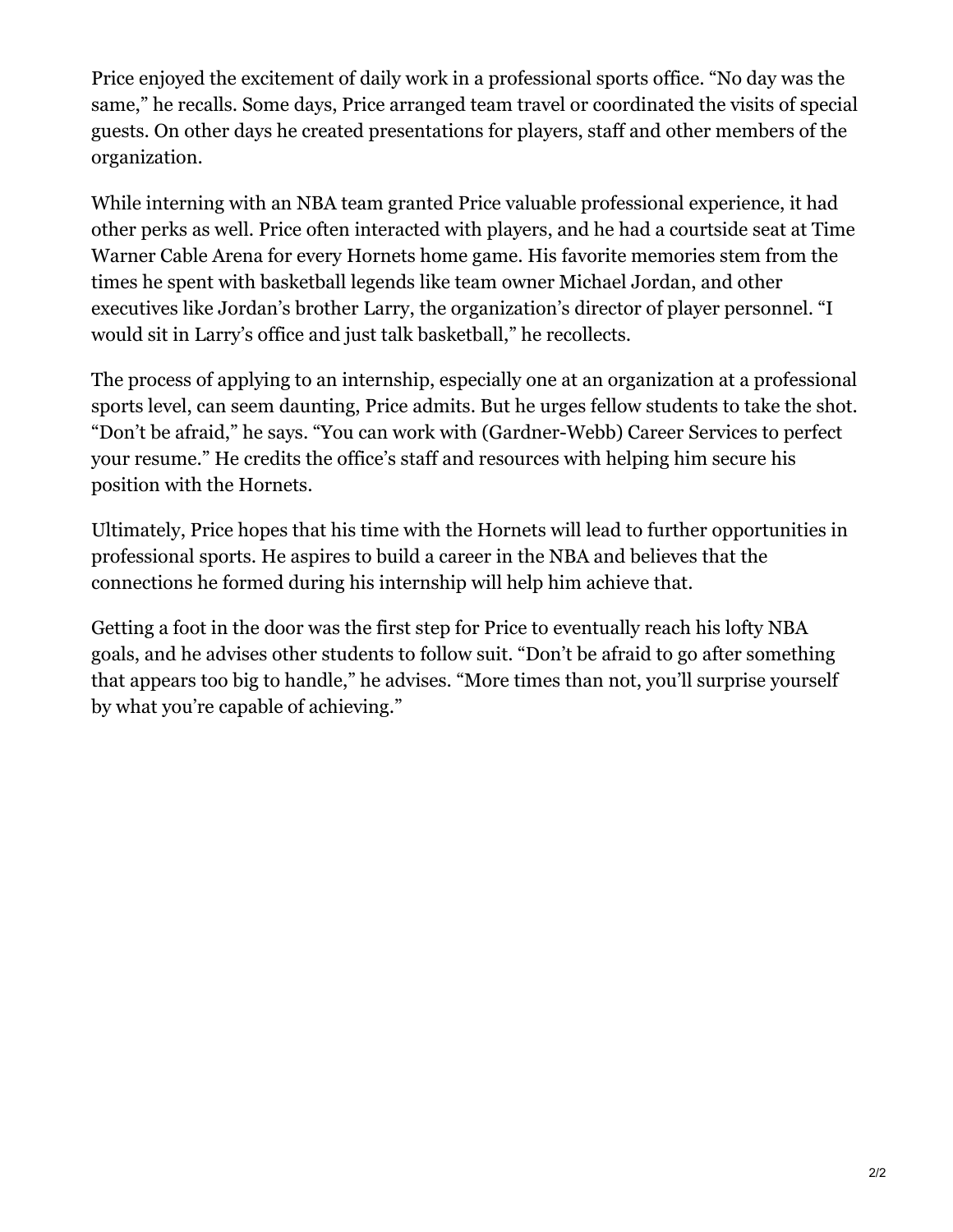Price enjoyed the excitement of daily work in a professional sports office. "No day was the same," he recalls. Some days, Price arranged team travel or coordinated the visits of special guests. On other days he created presentations for players, staff and other members of the organization.

While interning with an NBA team granted Price valuable professional experience, it had other perks as well. Price often interacted with players, and he had a courtside seat at Time Warner Cable Arena for every Hornets home game. His favorite memories stem from the times he spent with basketball legends like team owner Michael Jordan, and other executives like Jordan's brother Larry, the organization's director of player personnel. "I would sit in Larry's office and just talk basketball," he recollects.

The process of applying to an internship, especially one at an organization at a professional sports level, can seem daunting, Price admits. But he urges fellow students to take the shot. "Don't be afraid," he says. "You can work with (Gardner-Webb) Career Services to perfect your resume." He credits the office's staff and resources with helping him secure his position with the Hornets.

Ultimately, Price hopes that his time with the Hornets will lead to further opportunities in professional sports. He aspires to build a career in the NBA and believes that the connections he formed during his internship will help him achieve that.

Getting a foot in the door was the first step for Price to eventually reach his lofty NBA goals, and he advises other students to follow suit. "Don't be afraid to go after something that appears too big to handle," he advises. "More times than not, you'll surprise yourself by what you're capable of achieving."